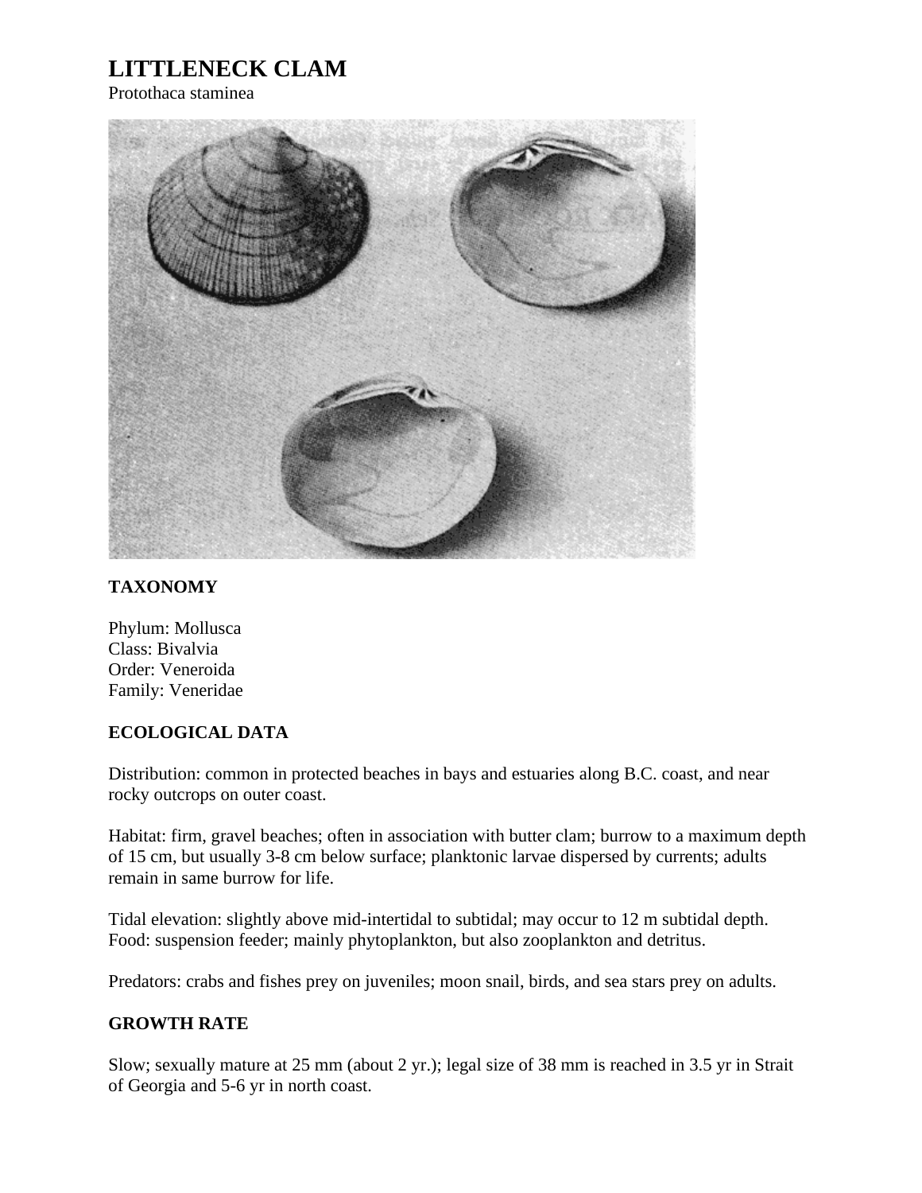# LITTLENECK CLAM

Protothaca staminea

## TAXONOMY

Phylum: Mollusca
Class: Bivalvia
Order: Veneroida
Family: Veneridae

## ECOLOGICAL DATA

Distribution: common in protected beaches in bays and estuaries along B.C. coast, and near rocky outcrops on outer coast.

Habitat: firm, gravel beaches; often in association with butter clam; burrow to a maximum depth of 15 cm, but usually 3-8 cm below surface; planktonic larvae dispersed by currents; adults remain in same burrow for life.

Tidal elevation: slightly above mid-intertidal to subtidal; may occur to 12 m subtidal depth.
Food: suspension feeder; mainly phytoplankton, but also zooplankton and detritus.

Predators: crabs and fishes prey on juveniles; moon snail, birds, and sea stars prey on adults.

## GROWTH RATE

Slow; sexually mature at 25 mm (about 2 yr.); legal size of 38 mm is reached in 3.5 yr in Strait of Georgia and 5-6 yr in north coast.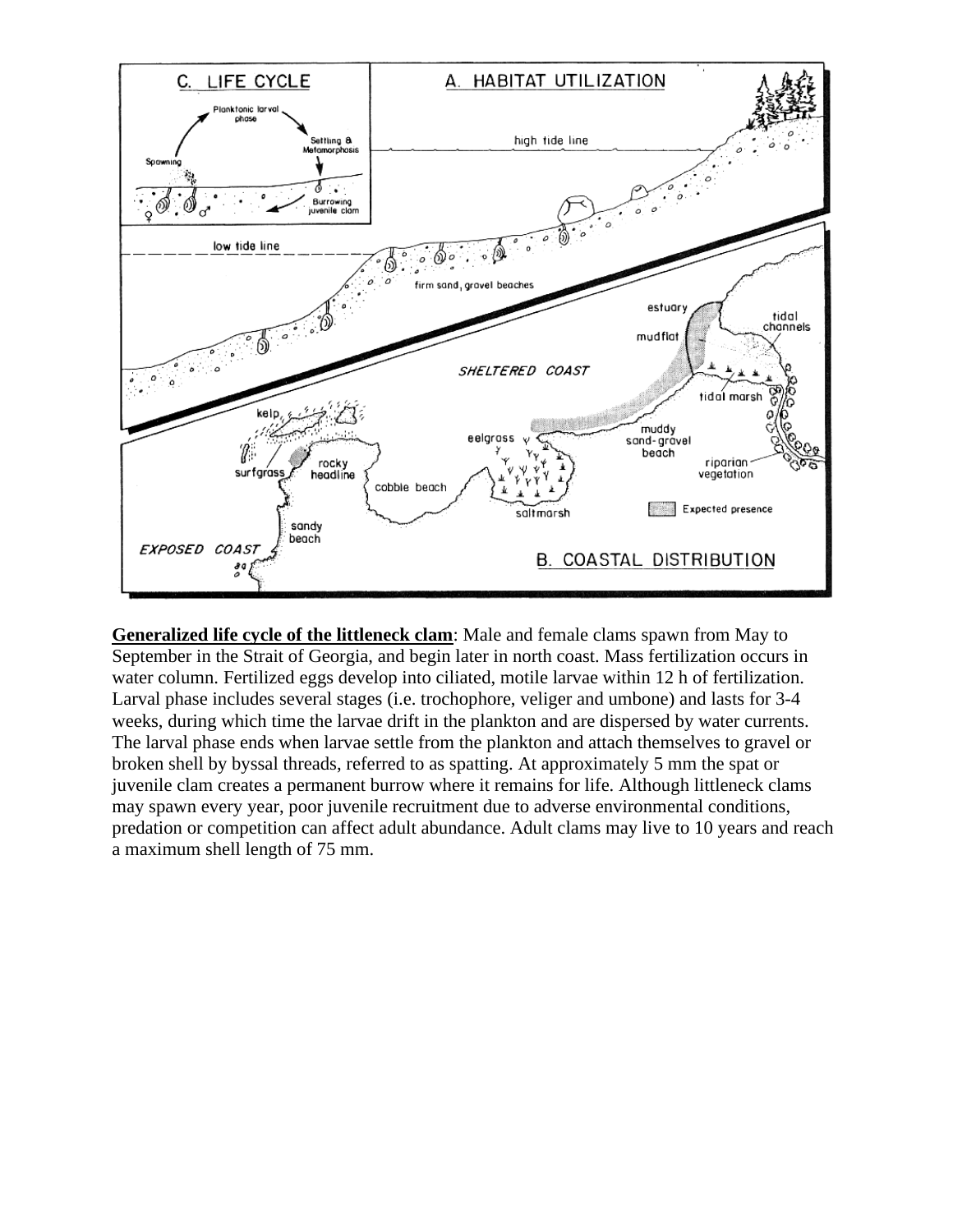C. LIFE CYCLE

Planktonic larval phase

Settling & Metamorphosis

Spawning

Burrowing juvenile clam

A. HABITAT UTILIZATION

high tide line

low tide line

firm sand, gravel beaches

SHELTERED COAST

estuary

mudflat

tidal channels

tidal marsh

kelp

surfgrass

rocky headline

eelgrass

muddy sand-gravel beach

riparian vegetation

cobble beach

saltmarsh

Expected presence

sandy beach

EXPOSED COAST

B. COASTAL DISTRIBUTION

**Generalized life cycle of the littleneck clam**: Male and female clams spawn from May to September in the Strait of Georgia, and begin later in north coast. Mass fertilization occurs in water column. Fertilized eggs develop into ciliated, motile larvae within 12 h of fertilization. Larval phase includes several stages (i.e. trochophore, veliger and umbone) and lasts for 3-4 weeks, during which time the larvae drift in the plankton and are dispersed by water currents. The larval phase ends when larvae settle from the plankton and attach themselves to gravel or broken shell by byssal threads, referred to as spatting. At approximately 5 mm the spat or juvenile clam creates a permanent burrow where it remains for life. Although littleneck clams may spawn every year, poor juvenile recruitment due to adverse environmental conditions, predation or competition can affect adult abundance. Adult clams may live to 10 years and reach a maximum shell length of 75 mm.